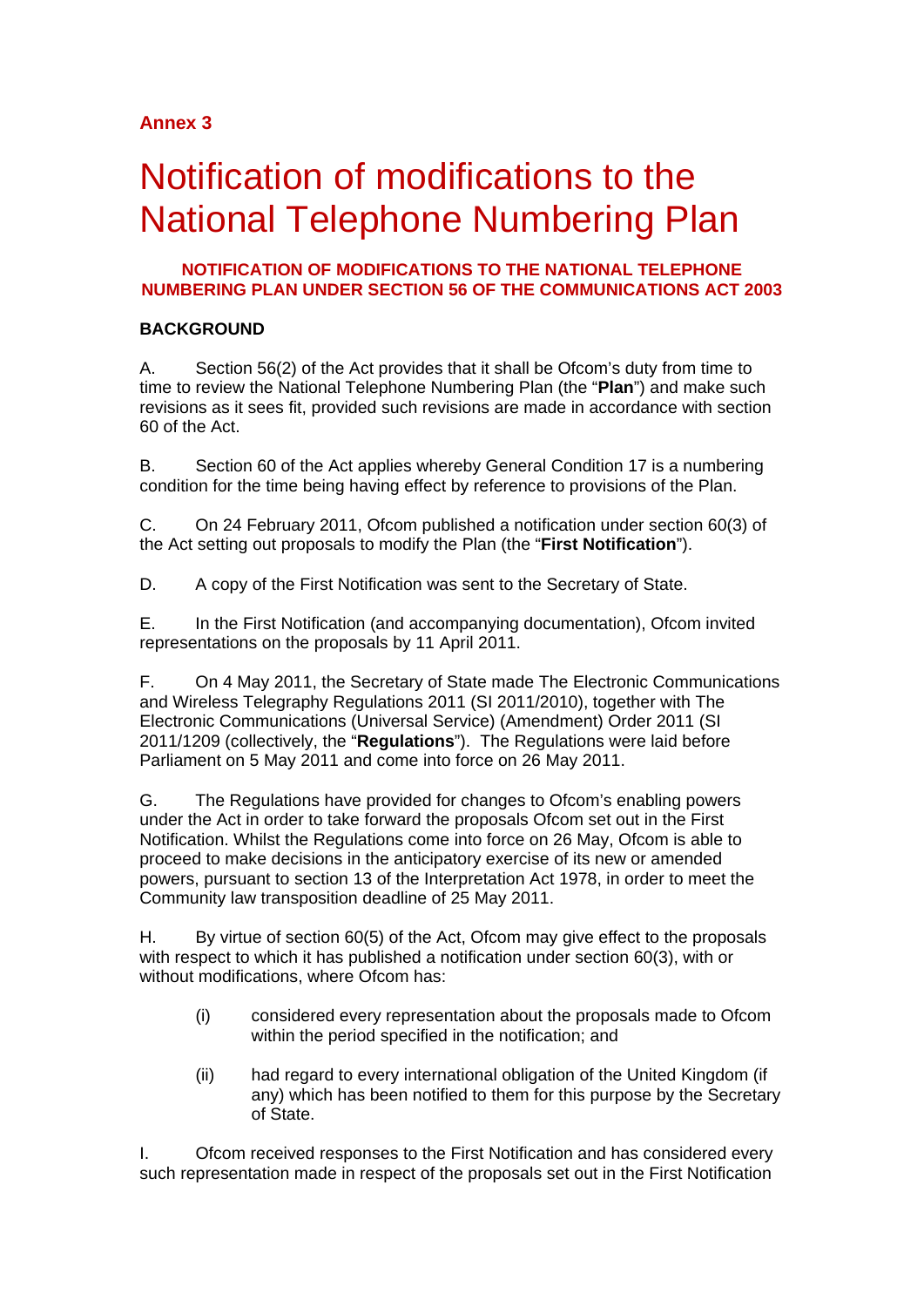**Annex 3**

# Notification of modifications to the National Telephone Numbering Plan

## NOTIFICATION OF MODIFICATIONS TO THE NATIONAL TELEPHONE NUMBERING PLAN UNDER SECTION 56 OF THE COMMUNICATIONS ACT 2003

### BACKGROUND

A. Section 56(2) of the Act provides that it shall be Ofcom's duty from time to time to review the National Telephone Numbering Plan (the "**Plan**") and make such revisions as it sees fit, provided such revisions are made in accordance with section 60 of the Act.

B. Section 60 of the Act applies whereby General Condition 17 is a numbering condition for the time being having effect by reference to provisions of the Plan.

C. On 24 February 2011, Ofcom published a notification under section 60(3) of the Act setting out proposals to modify the Plan (the "**First Notification**").

D. A copy of the First Notification was sent to the Secretary of State.

E. In the First Notification (and accompanying documentation), Ofcom invited representations on the proposals by 11 April 2011.

F. On 4 May 2011, the Secretary of State made The Electronic Communications and Wireless Telegraphy Regulations 2011 (SI 2011/2010), together with The Electronic Communications (Universal Service) (Amendment) Order 2011 (SI 2011/1209 (collectively, the "**Regulations**"). The Regulations were laid before Parliament on 5 May 2011 and come into force on 26 May 2011.

G. The Regulations have provided for changes to Ofcom's enabling powers under the Act in order to take forward the proposals Ofcom set out in the First Notification. Whilst the Regulations come into force on 26 May, Ofcom is able to proceed to make decisions in the anticipatory exercise of its new or amended powers, pursuant to section 13 of the Interpretation Act 1978, in order to meet the Community law transposition deadline of 25 May 2011.

H. By virtue of section 60(5) of the Act, Ofcom may give effect to the proposals with respect to which it has published a notification under section 60(3), with or without modifications, where Ofcom has:

(i) considered every representation about the proposals made to Ofcom within the period specified in the notification; and

(ii) had regard to every international obligation of the United Kingdom (if any) which has been notified to them for this purpose by the Secretary of State.

I. Ofcom received responses to the First Notification and has considered every such representation made in respect of the proposals set out in the First Notification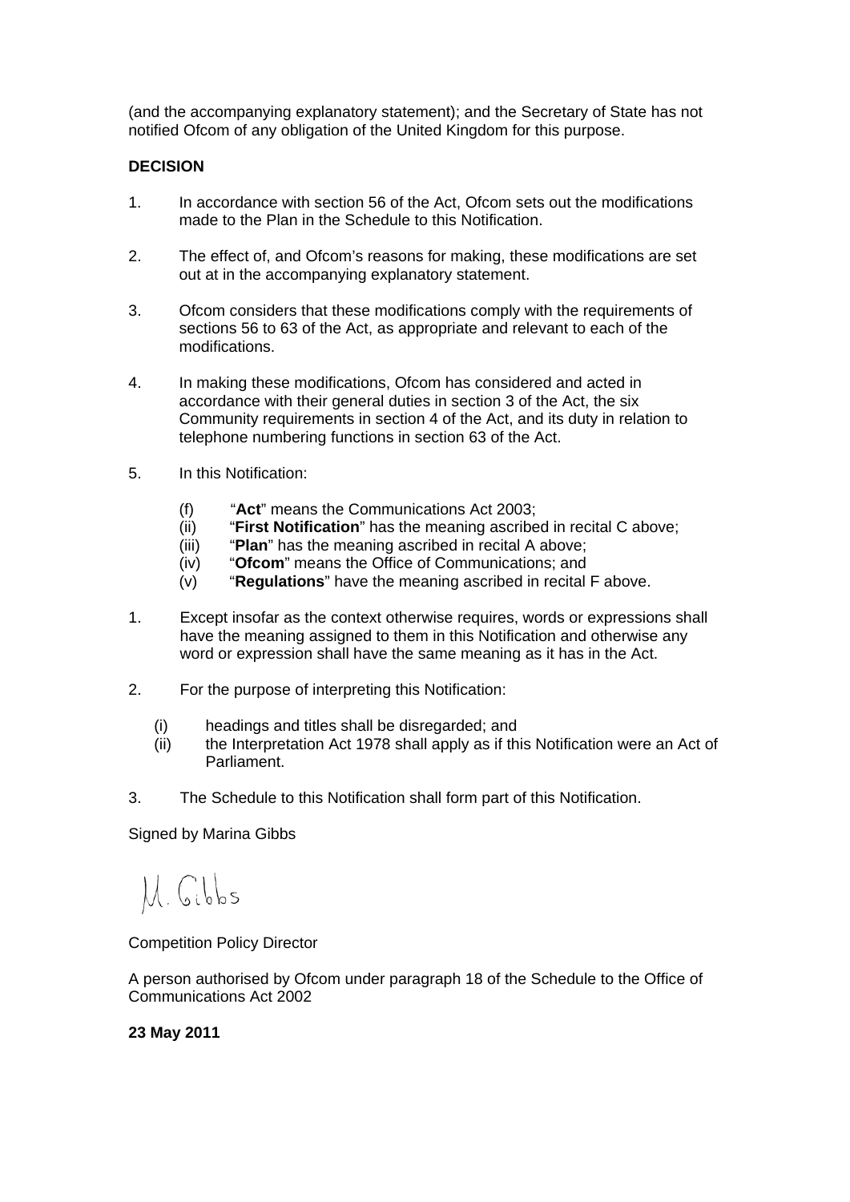(and the accompanying explanatory statement); and the Secretary of State has not notified Ofcom of any obligation of the United Kingdom for this purpose.

**DECISION**

1. In accordance with section 56 of the Act, Ofcom sets out the modifications made to the Plan in the Schedule to this Notification.

2. The effect of, and Ofcom's reasons for making, these modifications are set out at in the accompanying explanatory statement.

3. Ofcom considers that these modifications comply with the requirements of sections 56 to 63 of the Act, as appropriate and relevant to each of the modifications.

4. In making these modifications, Ofcom has considered and acted in accordance with their general duties in section 3 of the Act, the six Community requirements in section 4 of the Act, and its duty in relation to telephone numbering functions in section 63 of the Act.

5. In this Notification:

   (f) "**Act**" means the Communications Act 2003;
   (ii) "**First Notification**" has the meaning ascribed in recital C above;
   (iii) "**Plan**" has the meaning ascribed in recital A above;
   (iv) "**Ofcom**" means the Office of Communications; and
   (v) "**Regulations**" have the meaning ascribed in recital F above.

1. Except insofar as the context otherwise requires, words or expressions shall have the meaning assigned to them in this Notification and otherwise any word or expression shall have the same meaning as it has in the Act.

2. For the purpose of interpreting this Notification:

   (i) headings and titles shall be disregarded; and
   (ii) the Interpretation Act 1978 shall apply as if this Notification were an Act of Parliament.

3. The Schedule to this Notification shall form part of this Notification.

Signed by Marina Gibbs

M. Gibbs

Competition Policy Director

A person authorised by Ofcom under paragraph 18 of the Schedule to the Office of Communications Act 2002

**23 May 2011**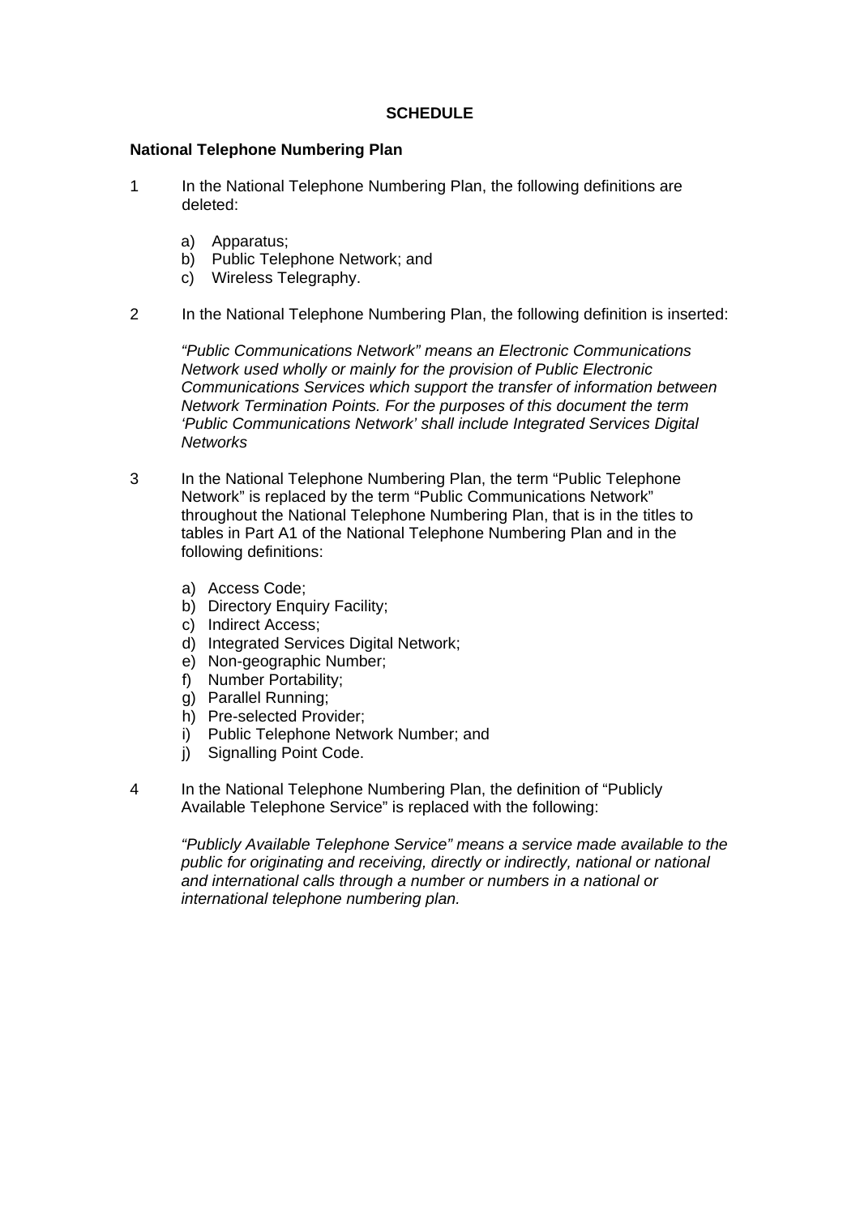# SCHEDULE

**National Telephone Numbering Plan**

1. In the National Telephone Numbering Plan, the following definitions are deleted:

    a) Apparatus;
    b) Public Telephone Network; and
    c) Wireless Telegraphy.

2. In the National Telephone Numbering Plan, the following definition is inserted:

    *"Public Communications Network" means an Electronic Communications Network used wholly or mainly for the provision of Public Electronic Communications Services which support the transfer of information between Network Termination Points. For the purposes of this document the term 'Public Communications Network' shall include Integrated Services Digital Networks*

3. In the National Telephone Numbering Plan, the term "Public Telephone Network" is replaced by the term "Public Communications Network" throughout the National Telephone Numbering Plan, that is in the titles to tables in Part A1 of the National Telephone Numbering Plan and in the following definitions:

    a) Access Code;
    b) Directory Enquiry Facility;
    c) Indirect Access;
    d) Integrated Services Digital Network;
    e) Non-geographic Number;
    f) Number Portability;
    g) Parallel Running;
    h) Pre-selected Provider;
    i) Public Telephone Network Number; and
    j) Signalling Point Code.

4. In the National Telephone Numbering Plan, the definition of "Publicly Available Telephone Service" is replaced with the following:

    *"Publicly Available Telephone Service" means a service made available to the public for originating and receiving, directly or indirectly, national or national and international calls through a number or numbers in a national or international telephone numbering plan.*